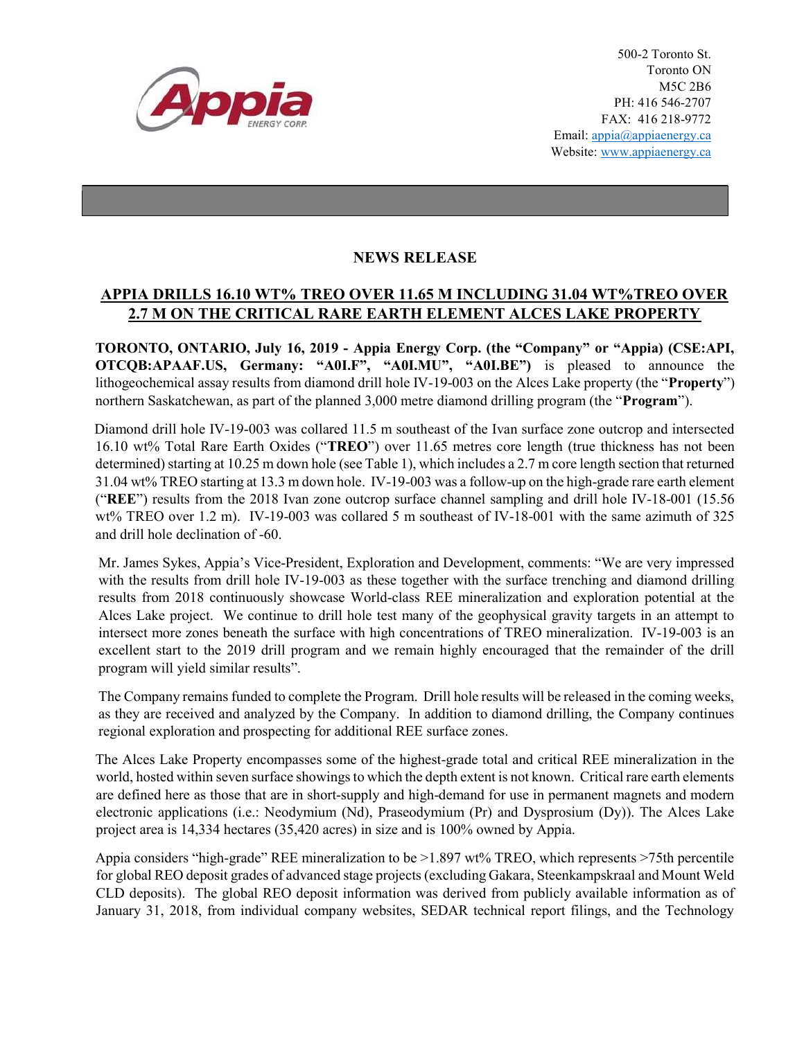500-2 Toronto St.
Toronto ON
M5C 2B6
PH: 416 546-2707
FAX: 416 218-9772
Email: appia@appiaenergy.ca
Website: www.appiaenergy.ca

## NEWS RELEASE

## APPIA DRILLS 16.10 WT% TREO OVER 11.65 M INCLUDING 31.04 WT%TREO OVER 2.7 M ON THE CRITICAL RARE EARTH ELEMENT ALCES LAKE PROPERTY

**TORONTO, ONTARIO, July 16, 2019 - Appia Energy Corp. (the "Company" or "Appia) (CSE:API, OTCQB:APAAF.US, Germany: "A0I.F", "A0I.MU", "A0I.BE")** is pleased to announce the lithogeochemical assay results from diamond drill hole IV-19-003 on the Alces Lake property (the "**Property**") northern Saskatchewan, as part of the planned 3,000 metre diamond drilling program (the "**Program**").

Diamond drill hole IV-19-003 was collared 11.5 m southeast of the Ivan surface zone outcrop and intersected 16.10 wt% Total Rare Earth Oxides ("**TREO**") over 11.65 metres core length (true thickness has not been determined) starting at 10.25 m down hole (see Table 1), which includes a 2.7 m core length section that returned 31.04 wt% TREO starting at 13.3 m down hole. IV-19-003 was a follow-up on the high-grade rare earth element ("**REE**") results from the 2018 Ivan zone outcrop surface channel sampling and drill hole IV-18-001 (15.56 wt% TREO over 1.2 m). IV-19-003 was collared 5 m southeast of IV-18-001 with the same azimuth of 325 and drill hole declination of -60.

Mr. James Sykes, Appia's Vice-President, Exploration and Development, comments: "We are very impressed with the results from drill hole IV-19-003 as these together with the surface trenching and diamond drilling results from 2018 continuously showcase World-class REE mineralization and exploration potential at the Alces Lake project. We continue to drill hole test many of the geophysical gravity targets in an attempt to intersect more zones beneath the surface with high concentrations of TREO mineralization. IV-19-003 is an excellent start to the 2019 drill program and we remain highly encouraged that the remainder of the drill program will yield similar results".

The Company remains funded to complete the Program. Drill hole results will be released in the coming weeks, as they are received and analyzed by the Company. In addition to diamond drilling, the Company continues regional exploration and prospecting for additional REE surface zones.

The Alces Lake Property encompasses some of the highest-grade total and critical REE mineralization in the world, hosted within seven surface showings to which the depth extent is not known. Critical rare earth elements are defined here as those that are in short-supply and high-demand for use in permanent magnets and modern electronic applications (i.e.: Neodymium (Nd), Praseodymium (Pr) and Dysprosium (Dy)). The Alces Lake project area is 14,334 hectares (35,420 acres) in size and is 100% owned by Appia.

Appia considers "high-grade" REE mineralization to be >1.897 wt% TREO, which represents >75th percentile for global REO deposit grades of advanced stage projects (excluding Gakara, Steenkampskraal and Mount Weld CLD deposits). The global REO deposit information was derived from publicly available information as of January 31, 2018, from individual company websites, SEDAR technical report filings, and the Technology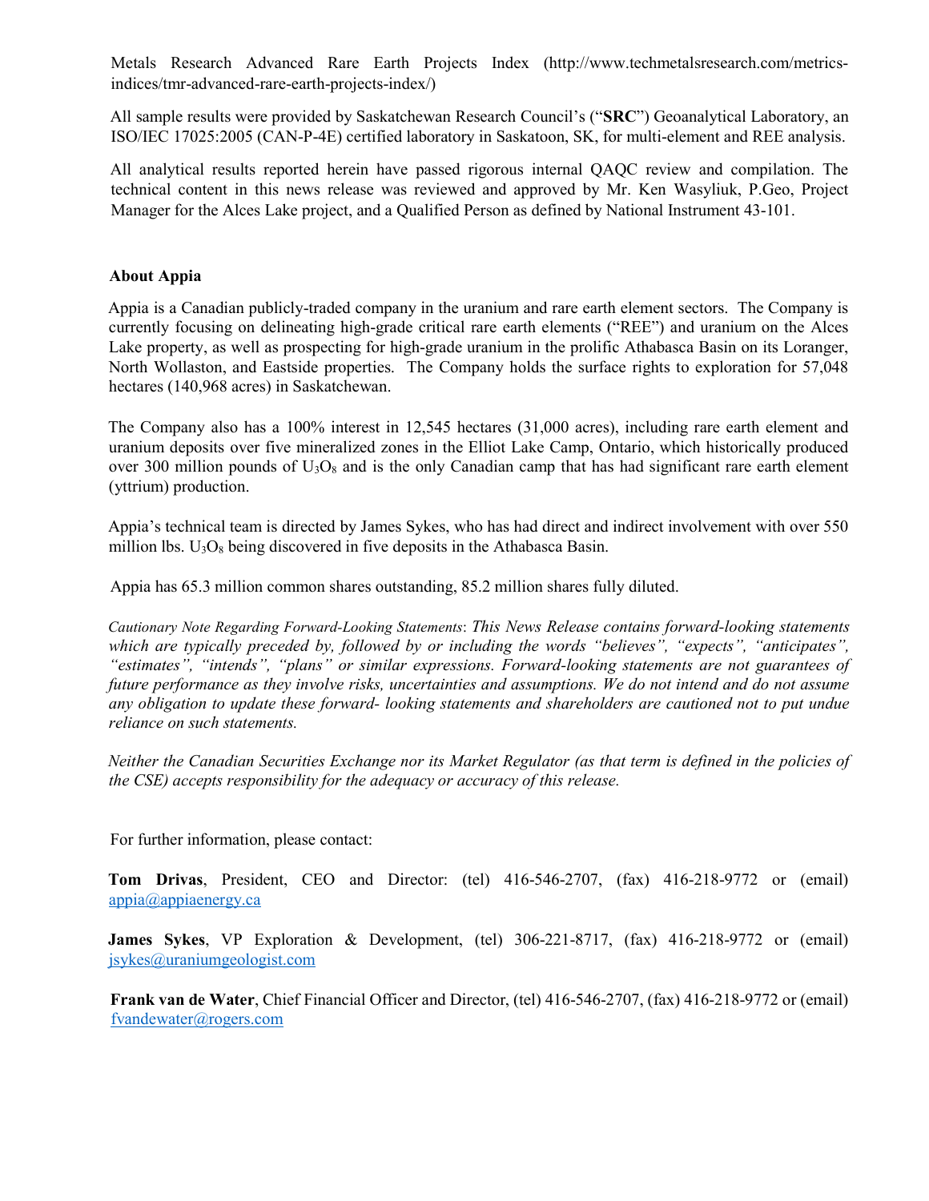Metals Research Advanced Rare Earth Projects Index (http://www.techmetalsresearch.com/metrics-indices/tmr-advanced-rare-earth-projects-index/)

All sample results were provided by Saskatchewan Research Council's ("**SRC**") Geoanalytical Laboratory, an ISO/IEC 17025:2005 (CAN-P-4E) certified laboratory in Saskatoon, SK, for multi-element and REE analysis.

All analytical results reported herein have passed rigorous internal QAQC review and compilation. The technical content in this news release was reviewed and approved by Mr. Ken Wasyliuk, P.Geo, Project Manager for the Alces Lake project, and a Qualified Person as defined by National Instrument 43-101.

**About Appia**

Appia is a Canadian publicly-traded company in the uranium and rare earth element sectors. The Company is currently focusing on delineating high-grade critical rare earth elements ("REE") and uranium on the Alces Lake property, as well as prospecting for high-grade uranium in the prolific Athabasca Basin on its Loranger, North Wollaston, and Eastside properties. The Company holds the surface rights to exploration for 57,048 hectares (140,968 acres) in Saskatchewan.

The Company also has a 100% interest in 12,545 hectares (31,000 acres), including rare earth element and uranium deposits over five mineralized zones in the Elliot Lake Camp, Ontario, which historically produced over 300 million pounds of $U_3O_8$ and is the only Canadian camp that has had significant rare earth element (yttrium) production.

Appia's technical team is directed by James Sykes, who has had direct and indirect involvement with over 550 million lbs. $U_3O_8$ being discovered in five deposits in the Athabasca Basin.

Appia has 65.3 million common shares outstanding, 85.2 million shares fully diluted.

*Cautionary Note Regarding Forward-Looking Statements*: *This News Release contains forward-looking statements which are typically preceded by, followed by or including the words "believes", "expects", "anticipates", "estimates", "intends", "plans" or similar expressions. Forward-looking statements are not guarantees of future performance as they involve risks, uncertainties and assumptions. We do not intend and do not assume any obligation to update these forward- looking statements and shareholders are cautioned not to put undue reliance on such statements.*

*Neither the Canadian Securities Exchange nor its Market Regulator (as that term is defined in the policies of the CSE) accepts responsibility for the adequacy or accuracy of this release.*

For further information, please contact:

**Tom Drivas**, President, CEO and Director: (tel) 416-546-2707, (fax) 416-218-9772 or (email) appia@appiaenergy.ca

**James Sykes**, VP Exploration & Development, (tel) 306-221-8717, (fax) 416-218-9772 or (email) jsykes@uraniumgeologist.com

**Frank van de Water**, Chief Financial Officer and Director, (tel) 416-546-2707, (fax) 416-218-9772 or (email) fvandewater@rogers.com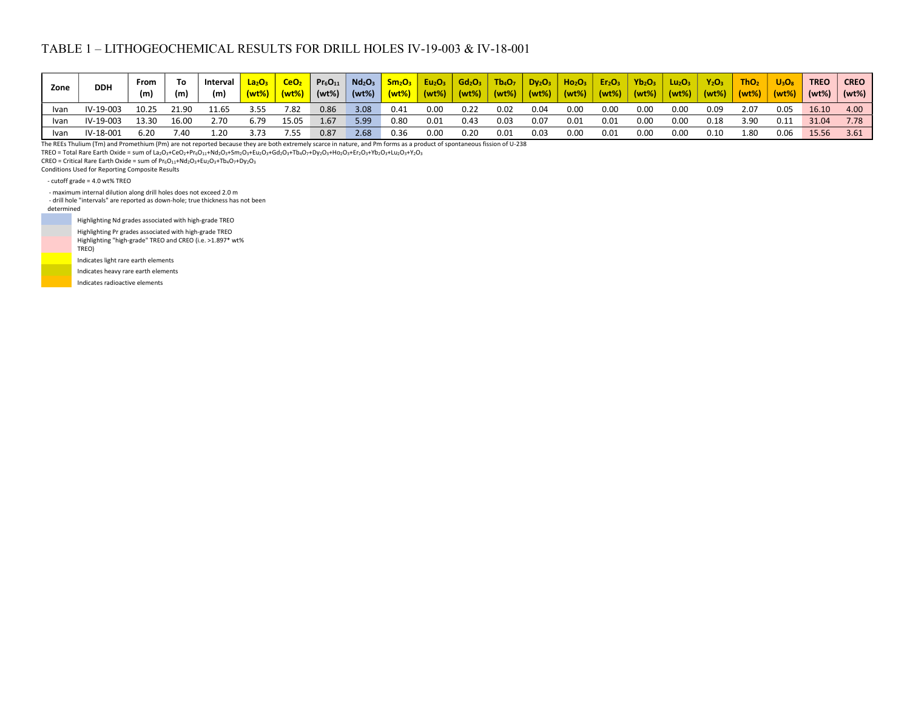# TABLE 1 – LITHOGEOCHEMICAL RESULTS FOR DRILL HOLES IV-19-003 & IV-18-001

| Zone | DDH | From (m) | To (m) | Interval (m) | $La_2O_3$ (wt%) | $CeO_2$ (wt%) | $Pr_6O_{11}$ (wt%) | $Nd_2O_3$ (wt%) | $Sm_2O_3$ (wt%) | $Eu_2O_3$ (wt%) | $Gd_2O_3$ (wt%) | $Tb_4O_7$ (wt%) | $Dy_2O_3$ (wt%) | $Ho_2O_3$ (wt%) | $Er_2O_3$ (wt%) | $Yb_2O_3$ (wt%) | $Lu_2O_3$ (wt%) | $Y_2O_3$ (wt%) | $ThO_2$ (wt%) | $U_3O_8$ (wt%) | TREO (wt%) | CREO (wt%) |
|---|---|---|---|---|---|---|---|---|---|---|---|---|---|---|---|---|---|---|---|---|---|---|
| Ivan | IV-19-003 | 10.25 | 21.90 | 11.65 | 3.55 | 7.82 | 0.86 | 3.08 | 0.41 | 0.00 | 0.22 | 0.02 | 0.04 | 0.00 | 0.00 | 0.00 | 0.00 | 0.09 | 2.07 | 0.05 | 16.10 | 4.00 |
| Ivan | IV-19-003 | 13.30 | 16.00 | 2.70 | 6.79 | 15.05 | 1.67 | 5.99 | 0.80 | 0.01 | 0.43 | 0.03 | 0.07 | 0.01 | 0.01 | 0.00 | 0.00 | 0.18 | 3.90 | 0.11 | 31.04 | 7.78 |
| Ivan | IV-18-001 | 6.20 | 7.40 | 1.20 | 3.73 | 7.55 | 0.87 | 2.68 | 0.36 | 0.00 | 0.20 | 0.01 | 0.03 | 0.00 | 0.01 | 0.00 | 0.00 | 0.10 | 1.80 | 0.06 | 15.56 | 3.61 |

The REEs Thulium (Tm) and Promethium (Pm) are not reported because they are both extremely scarce in nature, and Pm forms as a product of spontaneous fission of U-238

TREO = Total Rare Earth Oxide = sum of $La_2O_3$+$CeO_2$+$Pr_6O_{11}$+$Nd_2O_3$+$Sm_2O_3$+$Eu_2O_3$+$Gd_2O_3$+$Tb_4O_7$+$Dy_2O_3$+$Ho_2O_3$+$Er_2O_3$+$Yb_2O_3$+$Lu_2O_3$+$Y_2O_3$

CREO = Critical Rare Earth Oxide = sum of $Pr_6O_{11}$+$Nd_2O_3$+$Eu_2O_3$+$Tb_4O_7$+$Dy_2O_3$

Conditions Used for Reporting Composite Results

- cutoff grade = 4.0 wt% TREO
- maximum internal dilution along drill holes does not exceed 2.0 m
- drill hole "intervals" are reported as down-hole; true thickness has not been determined

Highlighting Nd grades associated with high-grade TREO

Highlighting Pr grades associated with high-grade TREO

Highlighting "high-grade" TREO and CREO (i.e. >1.897* wt% TREO)

Indicates light rare earth elements

Indicates heavy rare earth elements

Indicates radioactive elements